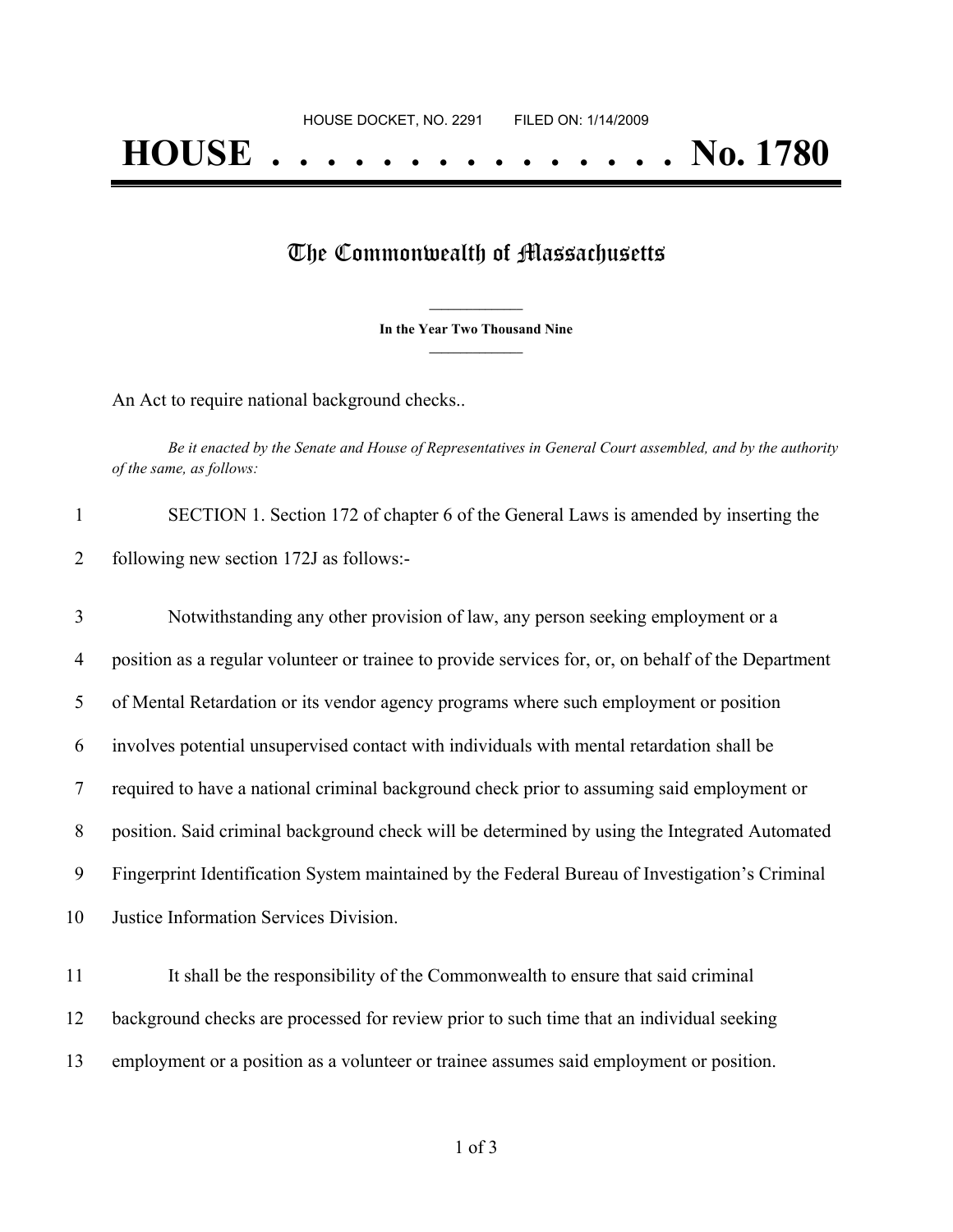HOUSE DOCKET, NO. 2291 FILED ON: 1/14/2009

# HOUSE . . . . . . . . . . . . . . . No. 1780

## The Commonwealth of Massachusetts

**In the Year Two Thousand Nine**

An Act to require national background checks..

*Be it enacted by the Senate and House of Representatives in General Court assembled, and by the authority of the same, as follows:*

1 SECTION 1. Section 172 of chapter 6 of the General Laws is amended by inserting the
2 following new section 172J as follows:-

3 Notwithstanding any other provision of law, any person seeking employment or a
4 position as a regular volunteer or trainee to provide services for, or, on behalf of the Department
5 of Mental Retardation or its vendor agency programs where such employment or position
6 involves potential unsupervised contact with individuals with mental retardation shall be
7 required to have a national criminal background check prior to assuming said employment or
8 position. Said criminal background check will be determined by using the Integrated Automated
9 Fingerprint Identification System maintained by the Federal Bureau of Investigation's Criminal
10 Justice Information Services Division.

11 It shall be the responsibility of the Commonwealth to ensure that said criminal
12 background checks are processed for review prior to such time that an individual seeking
13 employment or a position as a volunteer or trainee assumes said employment or position.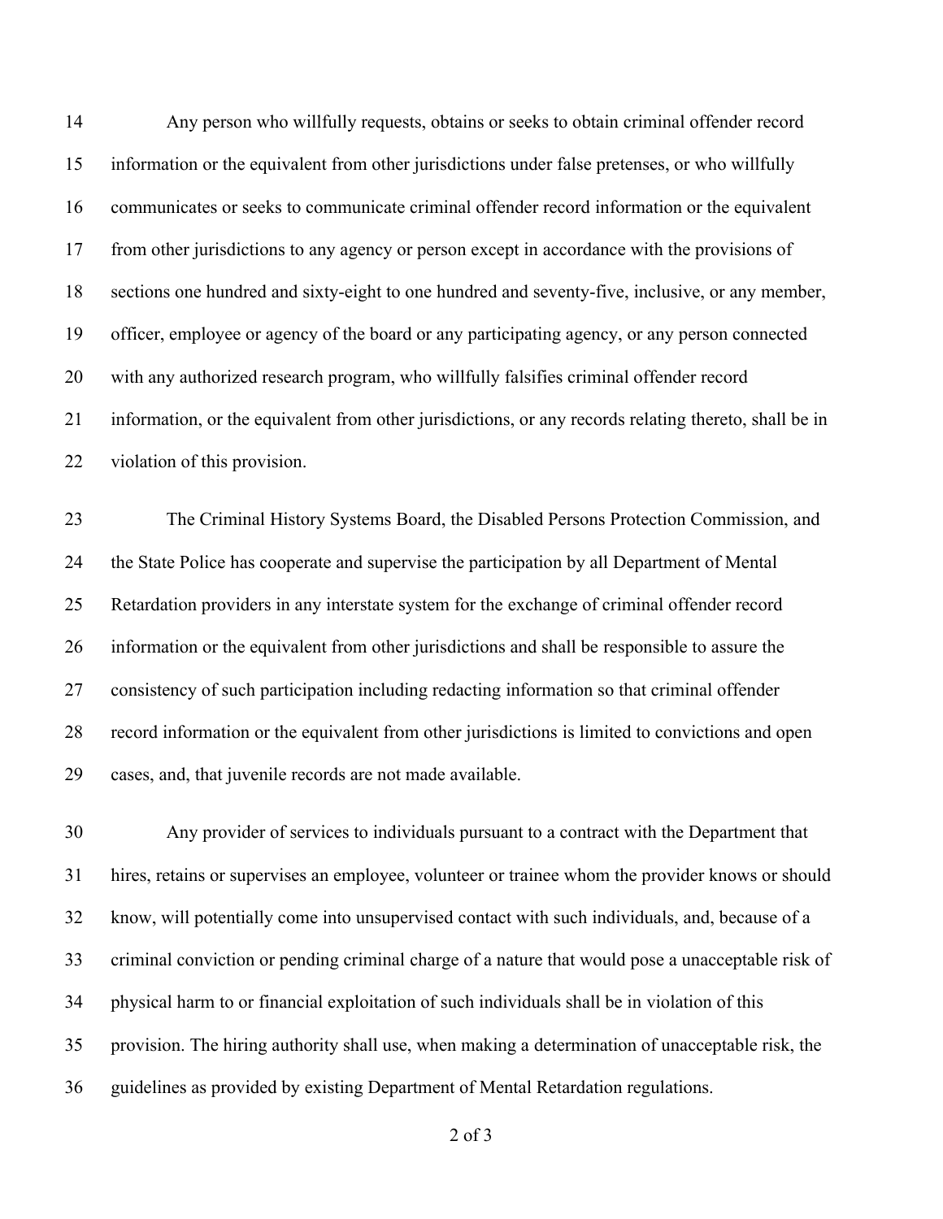Any person who willfully requests, obtains or seeks to obtain criminal offender record information or the equivalent from other jurisdictions under false pretenses, or who willfully communicates or seeks to communicate criminal offender record information or the equivalent from other jurisdictions to any agency or person except in accordance with the provisions of sections one hundred and sixty-eight to one hundred and seventy-five, inclusive, or any member, officer, employee or agency of the board or any participating agency, or any person connected with any authorized research program, who willfully falsifies criminal offender record information, or the equivalent from other jurisdictions, or any records relating thereto, shall be in violation of this provision.

The Criminal History Systems Board, the Disabled Persons Protection Commission, and the State Police has cooperate and supervise the participation by all Department of Mental Retardation providers in any interstate system for the exchange of criminal offender record information or the equivalent from other jurisdictions and shall be responsible to assure the consistency of such participation including redacting information so that criminal offender record information or the equivalent from other jurisdictions is limited to convictions and open cases, and, that juvenile records are not made available.

Any provider of services to individuals pursuant to a contract with the Department that hires, retains or supervises an employee, volunteer or trainee whom the provider knows or should know, will potentially come into unsupervised contact with such individuals, and, because of a criminal conviction or pending criminal charge of a nature that would pose a unacceptable risk of physical harm to or financial exploitation of such individuals shall be in violation of this provision. The hiring authority shall use, when making a determination of unacceptable risk, the guidelines as provided by existing Department of Mental Retardation regulations.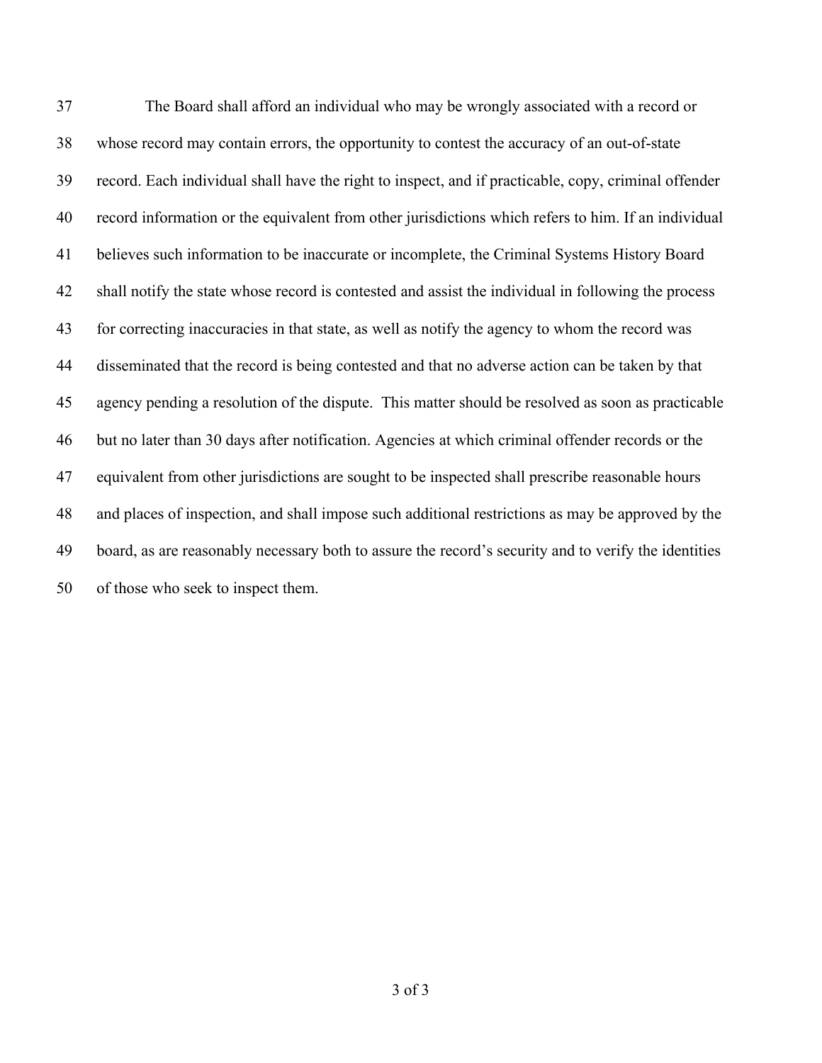The Board shall afford an individual who may be wrongly associated with a record or whose record may contain errors, the opportunity to contest the accuracy of an out-of-state record. Each individual shall have the right to inspect, and if practicable, copy, criminal offender record information or the equivalent from other jurisdictions which refers to him. If an individual believes such information to be inaccurate or incomplete, the Criminal Systems History Board shall notify the state whose record is contested and assist the individual in following the process for correcting inaccuracies in that state, as well as notify the agency to whom the record was disseminated that the record is being contested and that no adverse action can be taken by that agency pending a resolution of the dispute. This matter should be resolved as soon as practicable but no later than 30 days after notification. Agencies at which criminal offender records or the equivalent from other jurisdictions are sought to be inspected shall prescribe reasonable hours and places of inspection, and shall impose such additional restrictions as may be approved by the board, as are reasonably necessary both to assure the record's security and to verify the identities of those who seek to inspect them.